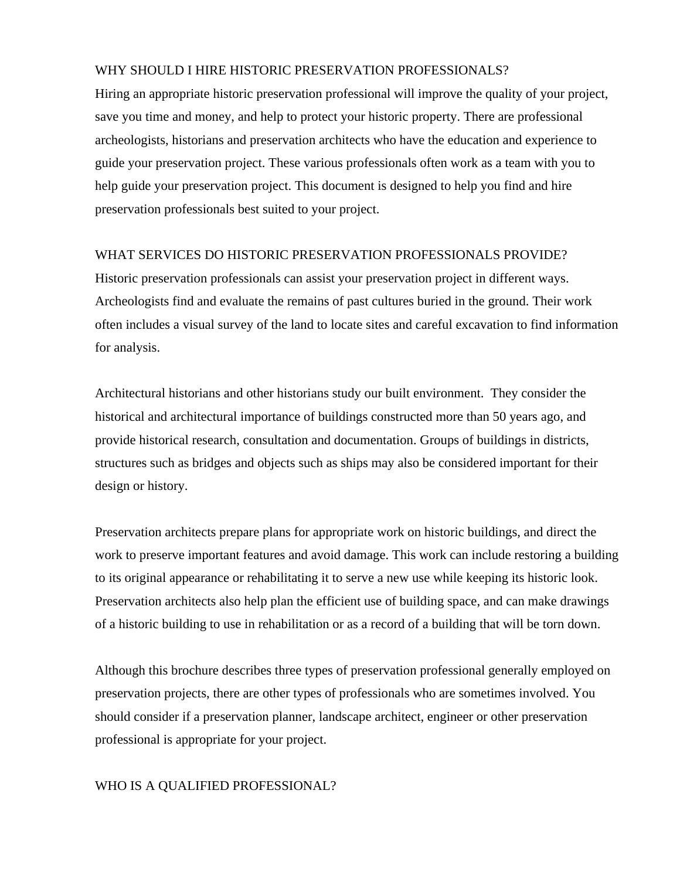## WHY SHOULD I HIRE HISTORIC PRESERVATION PROFESSIONALS?

Hiring an appropriate historic preservation professional will improve the quality of your project, save you time and money, and help to protect your historic property. There are professional archeologists, historians and preservation architects who have the education and experience to guide your preservation project. These various professionals often work as a team with you to help guide your preservation project. This document is designed to help you find and hire preservation professionals best suited to your project.

## WHAT SERVICES DO HISTORIC PRESERVATION PROFESSIONALS PROVIDE?

Historic preservation professionals can assist your preservation project in different ways. Archeologists find and evaluate the remains of past cultures buried in the ground. Their work often includes a visual survey of the land to locate sites and careful excavation to find information for analysis.

Architectural historians and other historians study our built environment. They consider the historical and architectural importance of buildings constructed more than 50 years ago, and provide historical research, consultation and documentation. Groups of buildings in districts, structures such as bridges and objects such as ships may also be considered important for their design or history.

Preservation architects prepare plans for appropriate work on historic buildings, and direct the work to preserve important features and avoid damage. This work can include restoring a building to its original appearance or rehabilitating it to serve a new use while keeping its historic look. Preservation architects also help plan the efficient use of building space, and can make drawings of a historic building to use in rehabilitation or as a record of a building that will be torn down.

Although this brochure describes three types of preservation professional generally employed on preservation projects, there are other types of professionals who are sometimes involved. You should consider if a preservation planner, landscape architect, engineer or other preservation professional is appropriate for your project.

## WHO IS A QUALIFIED PROFESSIONAL?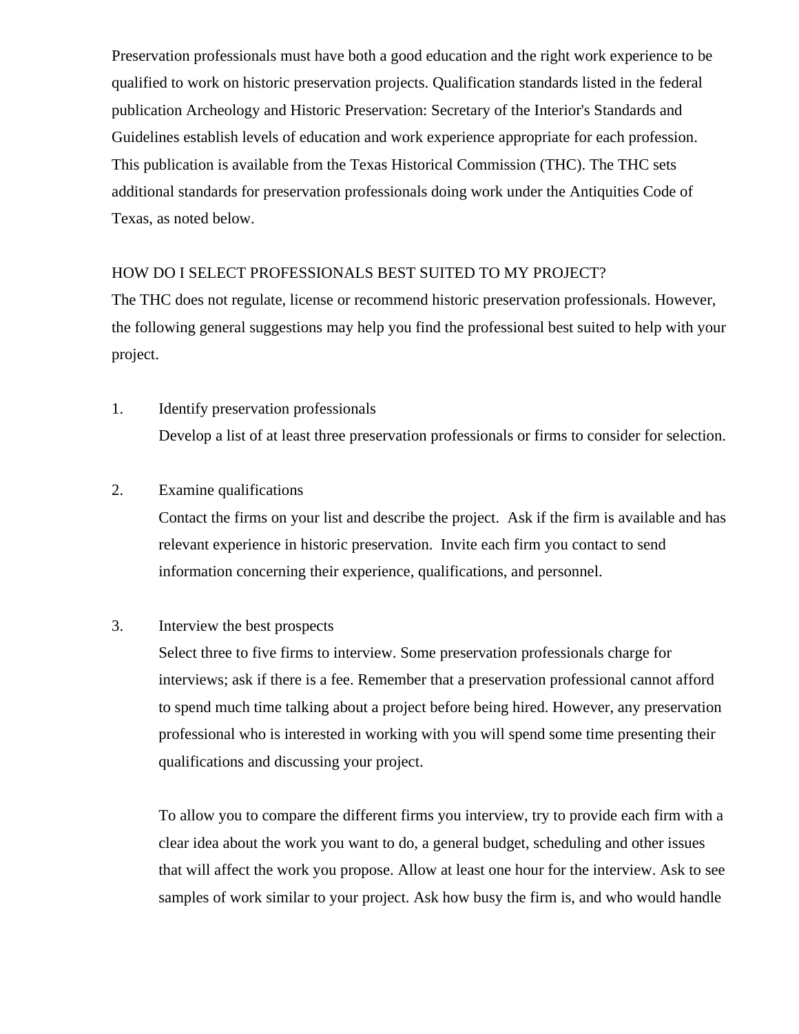Preservation professionals must have both a good education and the right work experience to be qualified to work on historic preservation projects. Qualification standards listed in the federal publication Archeology and Historic Preservation: Secretary of the Interior's Standards and Guidelines establish levels of education and work experience appropriate for each profession. This publication is available from the Texas Historical Commission (THC). The THC sets additional standards for preservation professionals doing work under the Antiquities Code of Texas, as noted below.

## HOW DO I SELECT PROFESSIONALS BEST SUITED TO MY PROJECT?

The THC does not regulate, license or recommend historic preservation professionals. However, the following general suggestions may help you find the professional best suited to help with your project.

1. Identify preservation professionals

   Develop a list of at least three preservation professionals or firms to consider for selection.

2. Examine qualifications

   Contact the firms on your list and describe the project. Ask if the firm is available and has relevant experience in historic preservation. Invite each firm you contact to send information concerning their experience, qualifications, and personnel.

3. Interview the best prospects

   Select three to five firms to interview. Some preservation professionals charge for interviews; ask if there is a fee. Remember that a preservation professional cannot afford to spend much time talking about a project before being hired. However, any preservation professional who is interested in working with you will spend some time presenting their qualifications and discussing your project.

   To allow you to compare the different firms you interview, try to provide each firm with a clear idea about the work you want to do, a general budget, scheduling and other issues that will affect the work you propose. Allow at least one hour for the interview. Ask to see samples of work similar to your project. Ask how busy the firm is, and who would handle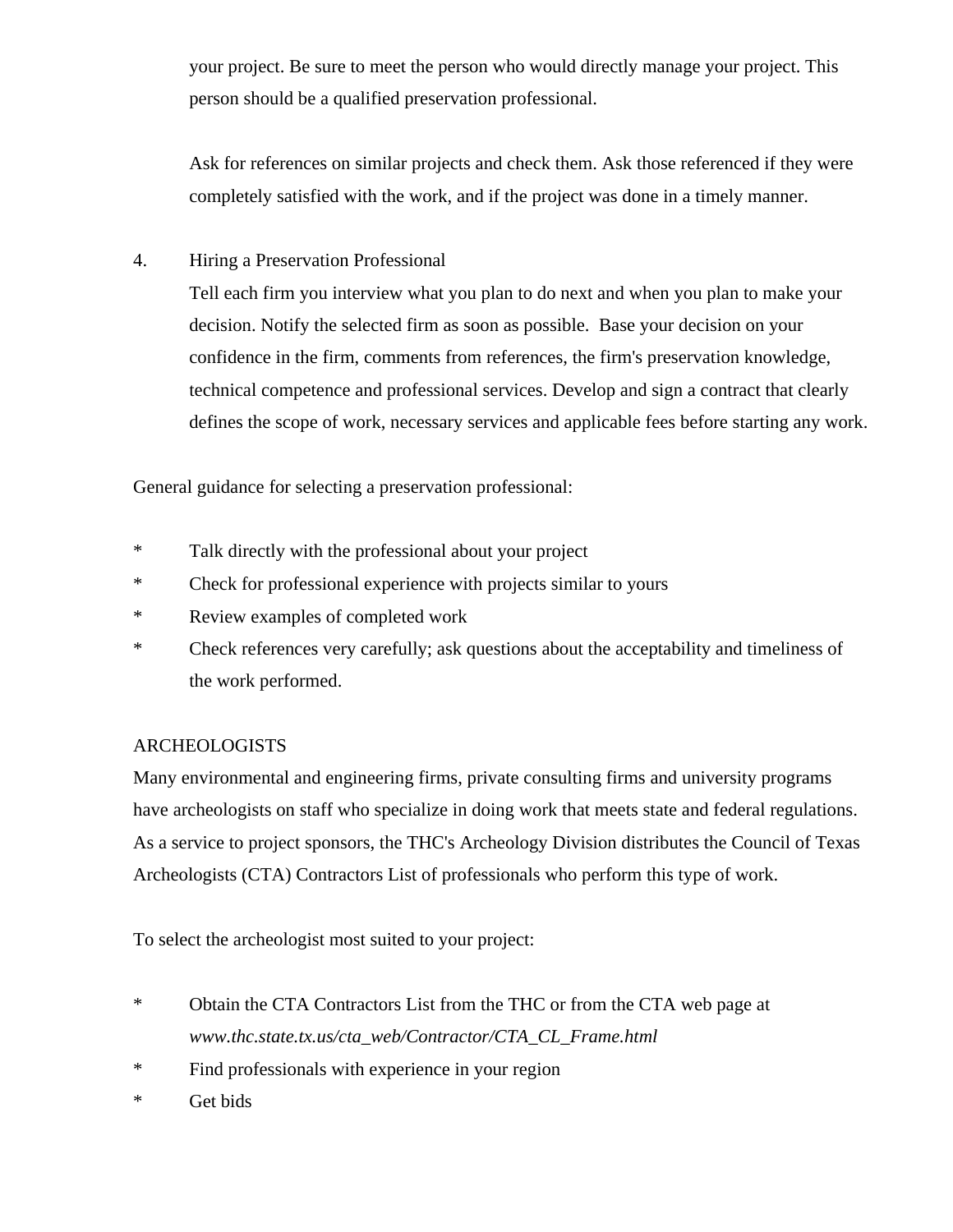your project. Be sure to meet the person who would directly manage your project. This person should be a qualified preservation professional.

Ask for references on similar projects and check them. Ask those referenced if they were completely satisfied with the work, and if the project was done in a timely manner.

4. Hiring a Preservation Professional
   Tell each firm you interview what you plan to do next and when you plan to make your decision. Notify the selected firm as soon as possible.  Base your decision on your confidence in the firm, comments from references, the firm's preservation knowledge, technical competence and professional services. Develop and sign a contract that clearly defines the scope of work, necessary services and applicable fees before starting any work.

General guidance for selecting a preservation professional:

* Talk directly with the professional about your project
* Check for professional experience with projects similar to yours
* Review examples of completed work
* Check references very carefully; ask questions about the acceptability and timeliness of the work performed.

ARCHEOLOGISTS

Many environmental and engineering firms, private consulting firms and university programs have archeologists on staff who specialize in doing work that meets state and federal regulations. As a service to project sponsors, the THC's Archeology Division distributes the Council of Texas Archeologists (CTA) Contractors List of professionals who perform this type of work.

To select the archeologist most suited to your project:

* Obtain the CTA Contractors List from the THC or from the CTA web page at *www.thc.state.tx.us/cta_web/Contractor/CTA_CL_Frame.html*
* Find professionals with experience in your region
* Get bids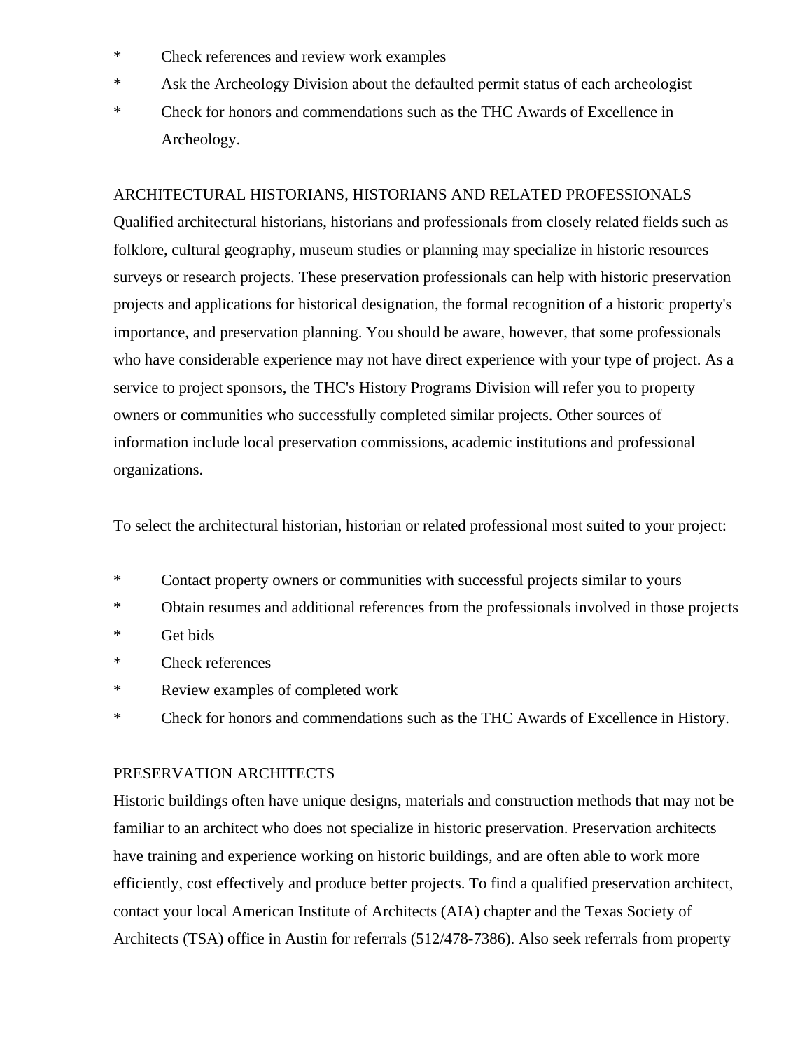* Check references and review work examples
* Ask the Archeology Division about the defaulted permit status of each archeologist
* Check for honors and commendations such as the THC Awards of Excellence in Archeology.

## ARCHITECTURAL HISTORIANS, HISTORIANS AND RELATED PROFESSIONALS

Qualified architectural historians, historians and professionals from closely related fields such as folklore, cultural geography, museum studies or planning may specialize in historic resources surveys or research projects. These preservation professionals can help with historic preservation projects and applications for historical designation, the formal recognition of a historic property's importance, and preservation planning. You should be aware, however, that some professionals who have considerable experience may not have direct experience with your type of project. As a service to project sponsors, the THC's History Programs Division will refer you to property owners or communities who successfully completed similar projects. Other sources of information include local preservation commissions, academic institutions and professional organizations.

To select the architectural historian, historian or related professional most suited to your project:

* Contact property owners or communities with successful projects similar to yours
* Obtain resumes and additional references from the professionals involved in those projects
* Get bids
* Check references
* Review examples of completed work
* Check for honors and commendations such as the THC Awards of Excellence in History.

## PRESERVATION ARCHITECTS

Historic buildings often have unique designs, materials and construction methods that may not be familiar to an architect who does not specialize in historic preservation. Preservation architects have training and experience working on historic buildings, and are often able to work more efficiently, cost effectively and produce better projects. To find a qualified preservation architect, contact your local American Institute of Architects (AIA) chapter and the Texas Society of Architects (TSA) office in Austin for referrals (512/478-7386). Also seek referrals from property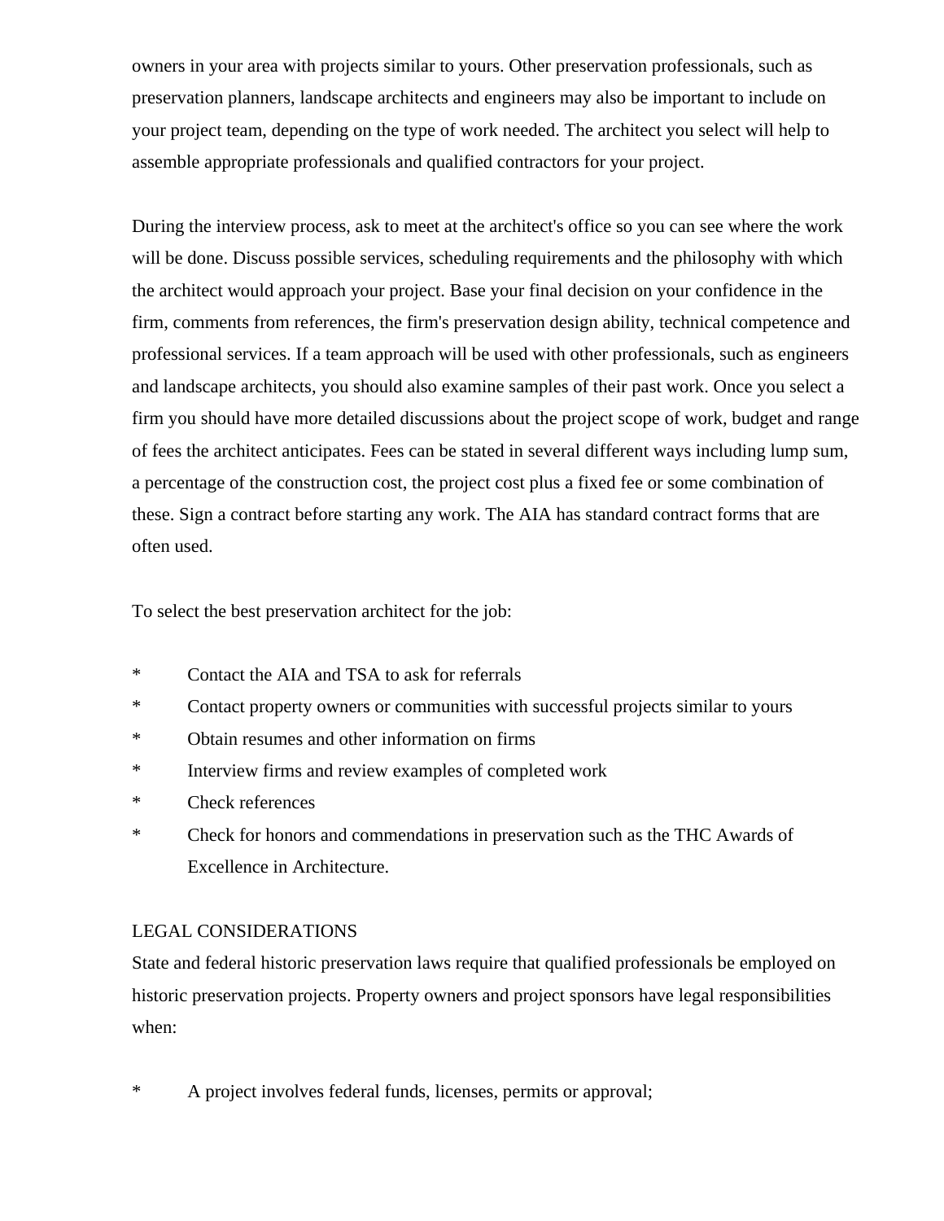owners in your area with projects similar to yours. Other preservation professionals, such as preservation planners, landscape architects and engineers may also be important to include on your project team, depending on the type of work needed. The architect you select will help to assemble appropriate professionals and qualified contractors for your project.

During the interview process, ask to meet at the architect's office so you can see where the work will be done. Discuss possible services, scheduling requirements and the philosophy with which the architect would approach your project. Base your final decision on your confidence in the firm, comments from references, the firm's preservation design ability, technical competence and professional services. If a team approach will be used with other professionals, such as engineers and landscape architects, you should also examine samples of their past work. Once you select a firm you should have more detailed discussions about the project scope of work, budget and range of fees the architect anticipates. Fees can be stated in several different ways including lump sum, a percentage of the construction cost, the project cost plus a fixed fee or some combination of these. Sign a contract before starting any work. The AIA has standard contract forms that are often used.

To select the best preservation architect for the job:

* Contact the AIA and TSA to ask for referrals
* Contact property owners or communities with successful projects similar to yours
* Obtain resumes and other information on firms
* Interview firms and review examples of completed work
* Check references
* Check for honors and commendations in preservation such as the THC Awards of Excellence in Architecture.

## LEGAL CONSIDERATIONS

State and federal historic preservation laws require that qualified professionals be employed on historic preservation projects. Property owners and project sponsors have legal responsibilities when:

* A project involves federal funds, licenses, permits or approval;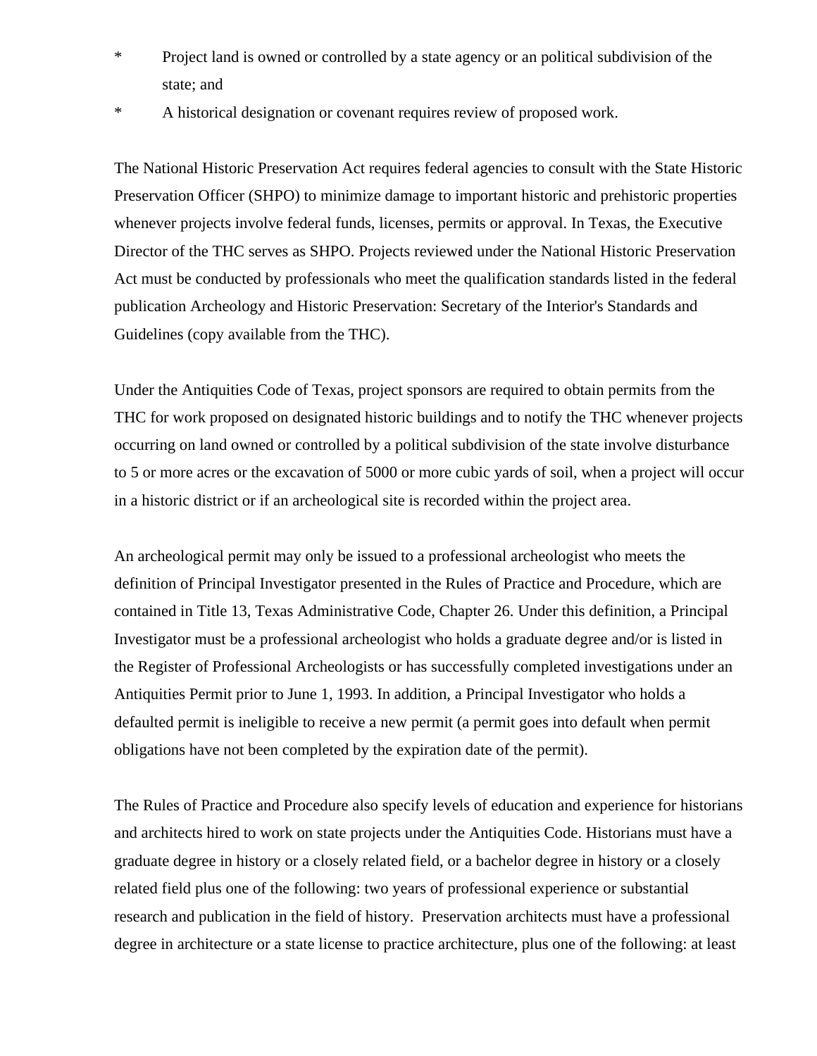* Project land is owned or controlled by a state agency or an political subdivision of the state; and
* A historical designation or covenant requires review of proposed work.

The National Historic Preservation Act requires federal agencies to consult with the State Historic Preservation Officer (SHPO) to minimize damage to important historic and prehistoric properties whenever projects involve federal funds, licenses, permits or approval. In Texas, the Executive Director of the THC serves as SHPO. Projects reviewed under the National Historic Preservation Act must be conducted by professionals who meet the qualification standards listed in the federal publication Archeology and Historic Preservation: Secretary of the Interior's Standards and Guidelines (copy available from the THC).

Under the Antiquities Code of Texas, project sponsors are required to obtain permits from the THC for work proposed on designated historic buildings and to notify the THC whenever projects occurring on land owned or controlled by a political subdivision of the state involve disturbance to 5 or more acres or the excavation of 5000 or more cubic yards of soil, when a project will occur in a historic district or if an archeological site is recorded within the project area.

An archeological permit may only be issued to a professional archeologist who meets the definition of Principal Investigator presented in the Rules of Practice and Procedure, which are contained in Title 13, Texas Administrative Code, Chapter 26. Under this definition, a Principal Investigator must be a professional archeologist who holds a graduate degree and/or is listed in the Register of Professional Archeologists or has successfully completed investigations under an Antiquities Permit prior to June 1, 1993. In addition, a Principal Investigator who holds a defaulted permit is ineligible to receive a new permit (a permit goes into default when permit obligations have not been completed by the expiration date of the permit).

The Rules of Practice and Procedure also specify levels of education and experience for historians and architects hired to work on state projects under the Antiquities Code. Historians must have a graduate degree in history or a closely related field, or a bachelor degree in history or a closely related field plus one of the following: two years of professional experience or substantial research and publication in the field of history. Preservation architects must have a professional degree in architecture or a state license to practice architecture, plus one of the following: at least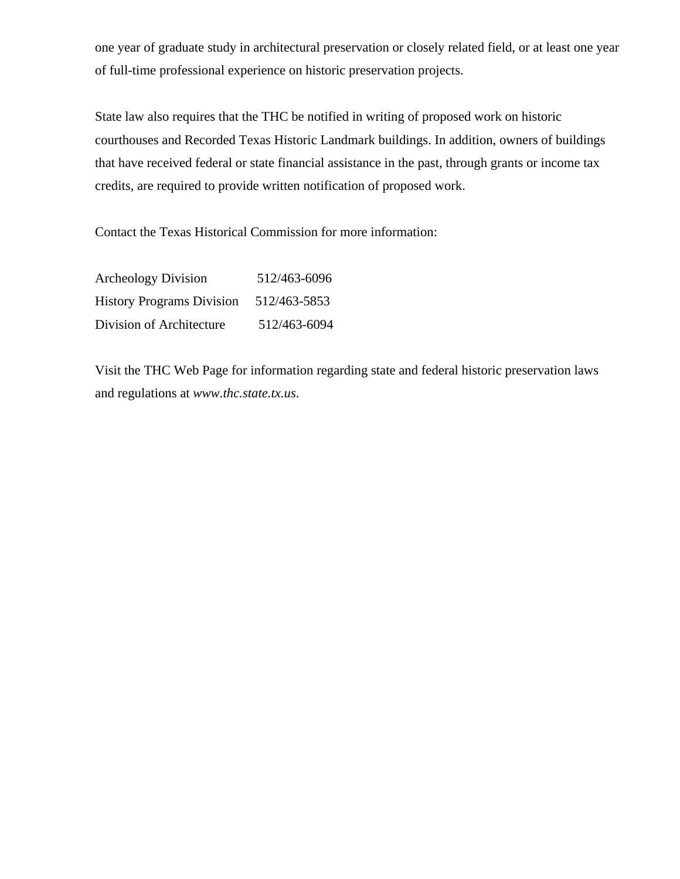one year of graduate study in architectural preservation or closely related field, or at least one year of full-time professional experience on historic preservation projects.

State law also requires that the THC be notified in writing of proposed work on historic courthouses and Recorded Texas Historic Landmark buildings. In addition, owners of buildings that have received federal or state financial assistance in the past, through grants or income tax credits, are required to provide written notification of proposed work.

Contact the Texas Historical Commission for more information:

| | |
|---|---|
| Archeology Division | 512/463-6096 |
| History Programs Division | 512/463-5853 |
| Division of Architecture | 512/463-6094 |

Visit the THC Web Page for information regarding state and federal historic preservation laws and regulations at *www.thc.state.tx.us*.